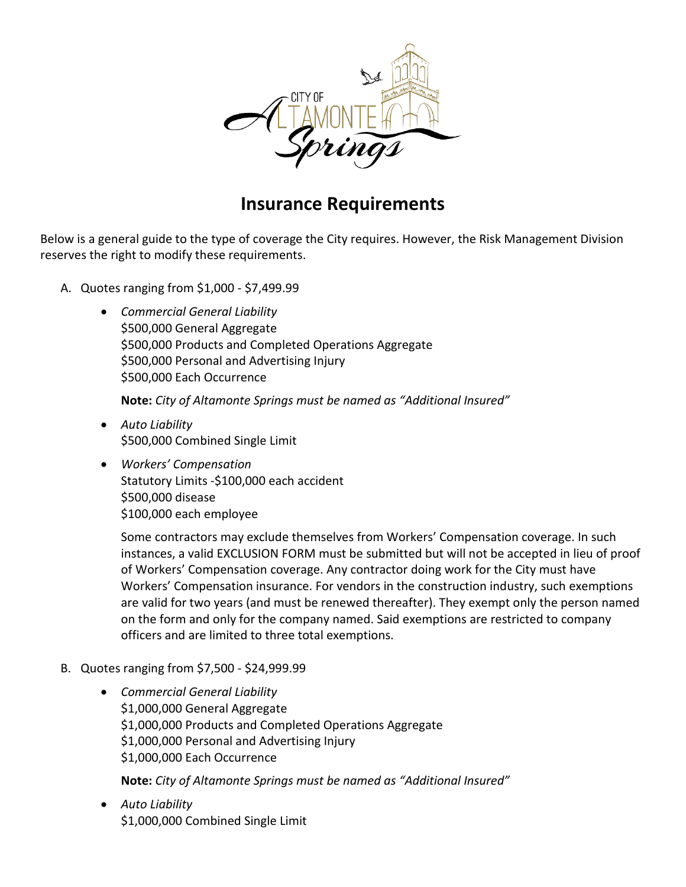# Insurance Requirements

Below is a general guide to the type of coverage the City requires. However, the Risk Management Division reserves the right to modify these requirements.

A. Quotes ranging from $1,000 - $7,499.99

- *Commercial General Liability*
  $500,000 General Aggregate
  $500,000 Products and Completed Operations Aggregate
  $500,000 Personal and Advertising Injury
  $500,000 Each Occurrence

  **Note:** *City of Altamonte Springs must be named as "Additional Insured"*

- *Auto Liability*
  $500,000 Combined Single Limit

- *Workers' Compensation*
  Statutory Limits -$100,000 each accident
  $500,000 disease
  $100,000 each employee

  Some contractors may exclude themselves from Workers' Compensation coverage. In such instances, a valid EXCLUSION FORM must be submitted but will not be accepted in lieu of proof of Workers' Compensation coverage. Any contractor doing work for the City must have Workers' Compensation insurance. For vendors in the construction industry, such exemptions are valid for two years (and must be renewed thereafter). They exempt only the person named on the form and only for the company named. Said exemptions are restricted to company officers and are limited to three total exemptions.

B. Quotes ranging from $7,500 - $24,999.99

- *Commercial General Liability*
  $1,000,000 General Aggregate
  $1,000,000 Products and Completed Operations Aggregate
  $1,000,000 Personal and Advertising Injury
  $1,000,000 Each Occurrence

  **Note:** *City of Altamonte Springs must be named as "Additional Insured"*

- *Auto Liability*
  $1,000,000 Combined Single Limit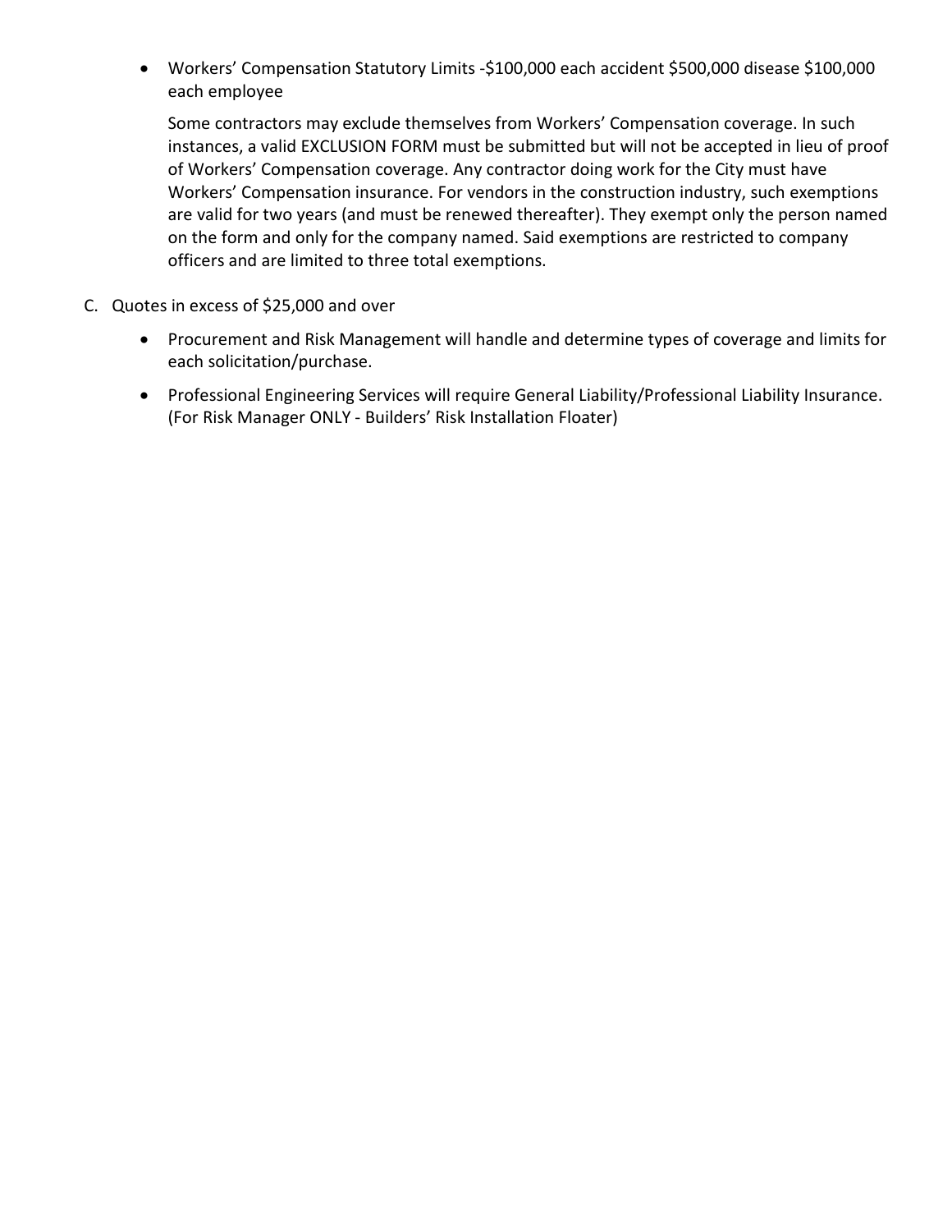- Workers' Compensation Statutory Limits -$100,000 each accident $500,000 disease $100,000 each employee

  Some contractors may exclude themselves from Workers' Compensation coverage. In such instances, a valid EXCLUSION FORM must be submitted but will not be accepted in lieu of proof of Workers' Compensation coverage. Any contractor doing work for the City must have Workers' Compensation insurance. For vendors in the construction industry, such exemptions are valid for two years (and must be renewed thereafter). They exempt only the person named on the form and only for the company named. Said exemptions are restricted to company officers and are limited to three total exemptions.

C. Quotes in excess of $25,000 and over

- Procurement and Risk Management will handle and determine types of coverage and limits for each solicitation/purchase.
- Professional Engineering Services will require General Liability/Professional Liability Insurance. (For Risk Manager ONLY - Builders' Risk Installation Floater)